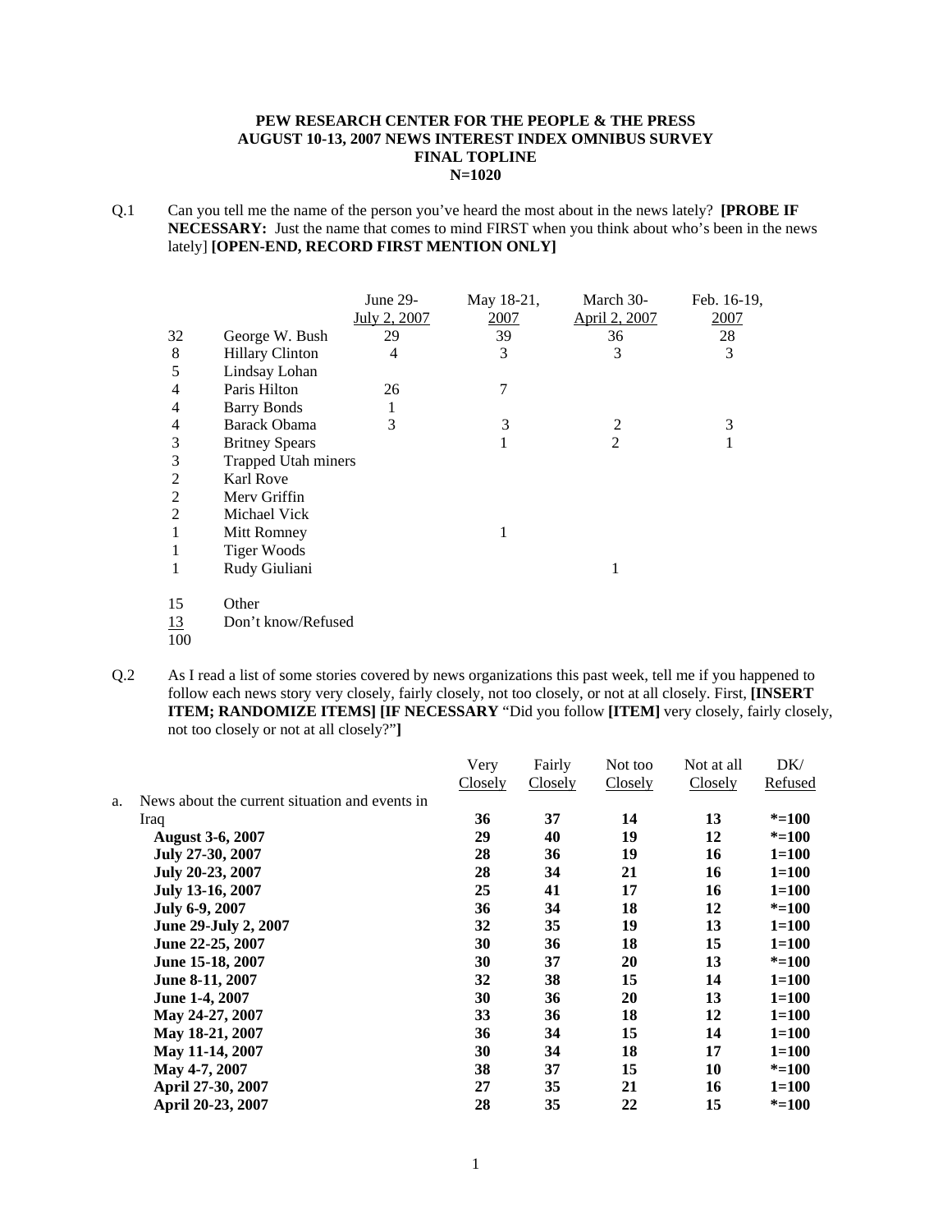**PEW RESEARCH CENTER FOR THE PEOPLE & THE PRESS**
**AUGUST 10-13, 2007 NEWS INTEREST INDEX OMNIBUS SURVEY**
**FINAL TOPLINE**
**N=1020**

Q.1 Can you tell me the name of the person you've heard the most about in the news lately? **[PROBE IF NECESSARY:** Just the name that comes to mind FIRST when you think about who's been in the news lately] **[OPEN-END, RECORD FIRST MENTION ONLY]**

| | | June 29-July 2, 2007 | May 18-21, 2007 | March 30-April 2, 2007 | Feb. 16-19, 2007 |
|---|---|---|---|---|---|
| 32 | George W. Bush | 29 | 39 | 36 | 28 |
| 8 | Hillary Clinton | 4 | 3 | 3 | 3 |
| 5 | Lindsay Lohan | | | | |
| 4 | Paris Hilton | 26 | 7 | | |
| 4 | Barry Bonds | 1 | | | |
| 4 | Barack Obama | 3 | 3 | 2 | 3 |
| 3 | Britney Spears | | 1 | 2 | 1 |
| 3 | Trapped Utah miners | | | | |
| 2 | Karl Rove | | | | |
| 2 | Merv Griffin | | | | |
| 2 | Michael Vick | | | | |
| 1 | Mitt Romney | | 1 | | |
| 1 | Tiger Woods | | | | |
| 1 | Rudy Giuliani | | | 1 | |
| 15 | Other | | | | |
| 13 | Don't know/Refused | | | | |
| 100 | | | | | |

Q.2 As I read a list of some stories covered by news organizations this past week, tell me if you happened to follow each news story very closely, fairly closely, not too closely, or not at all closely. First, **[INSERT ITEM; RANDOMIZE ITEMS] [IF NECESSARY** "Did you follow **[ITEM]** very closely, fairly closely, not too closely or not at all closely?"**]**

| | Very Closely | Fairly Closely | Not too Closely | Not at all Closely | DK/ Refused |
|---|---|---|---|---|---|
| a. News about the current situation and events in Iraq | **36** | **37** | **14** | **13** | ***=100** |
| **August 3-6, 2007** | **29** | **40** | **19** | **12** | ***=100** |
| **July 27-30, 2007** | **28** | **36** | **19** | **16** | **1=100** |
| **July 20-23, 2007** | **28** | **34** | **21** | **16** | **1=100** |
| **July 13-16, 2007** | **25** | **41** | **17** | **16** | **1=100** |
| **July 6-9, 2007** | **36** | **34** | **18** | **12** | ***=100** |
| **June 29-July 2, 2007** | **32** | **35** | **19** | **13** | **1=100** |
| **June 22-25, 2007** | **30** | **36** | **18** | **15** | **1=100** |
| **June 15-18, 2007** | **30** | **37** | **20** | **13** | ***=100** |
| **June 8-11, 2007** | **32** | **38** | **15** | **14** | **1=100** |
| **June 1-4, 2007** | **30** | **36** | **20** | **13** | **1=100** |
| **May 24-27, 2007** | **33** | **36** | **18** | **12** | **1=100** |
| **May 18-21, 2007** | **36** | **34** | **15** | **14** | **1=100** |
| **May 11-14, 2007** | **30** | **34** | **18** | **17** | **1=100** |
| **May 4-7, 2007** | **38** | **37** | **15** | **10** | ***=100** |
| **April 27-30, 2007** | **27** | **35** | **21** | **16** | **1=100** |
| **April 20-23, 2007** | **28** | **35** | **22** | **15** | ***=100** |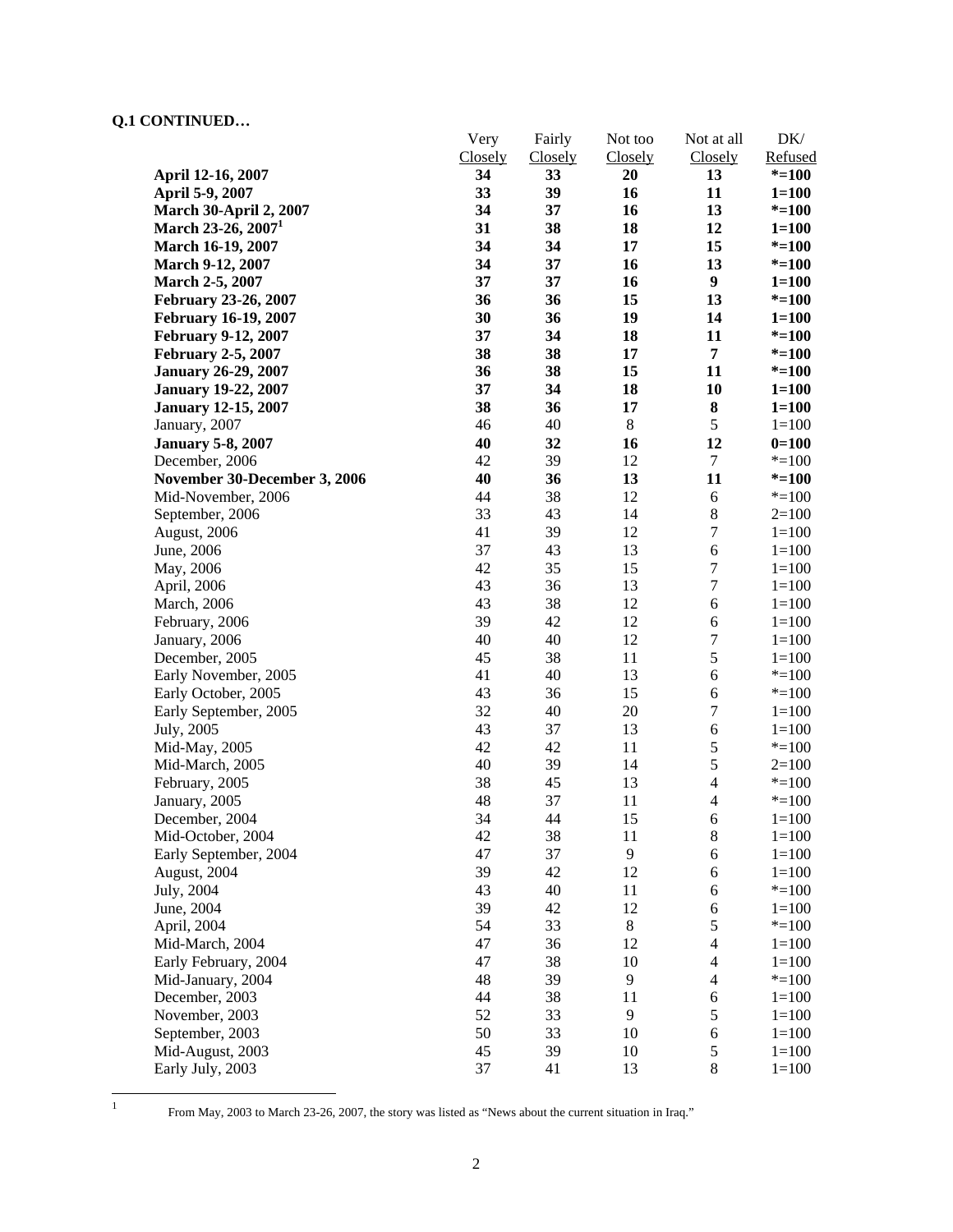**Q.1 CONTINUED…**

| | Very Closely | Fairly Closely | Not too Closely | Not at all Closely | DK/ Refused |
|---|---|---|---|---|---|
| **April 12-16, 2007** | **34** | **33** | **20** | **13** | ***=100** |
| **April 5-9, 2007** | **33** | **39** | **16** | **11** | **1=100** |
| **March 30-April 2, 2007** | **34** | **37** | **16** | **13** | ***=100** |
| **March 23-26, 2007[1]** | **31** | **38** | **18** | **12** | **1=100** |
| **March 16-19, 2007** | **34** | **34** | **17** | **15** | ***=100** |
| **March 9-12, 2007** | **34** | **37** | **16** | **13** | ***=100** |
| **March 2-5, 2007** | **37** | **37** | **16** | **9** | **1=100** |
| **February 23-26, 2007** | **36** | **36** | **15** | **13** | ***=100** |
| **February 16-19, 2007** | **30** | **36** | **19** | **14** | **1=100** |
| **February 9-12, 2007** | **37** | **34** | **18** | **11** | ***=100** |
| **February 2-5, 2007** | **38** | **38** | **17** | **7** | ***=100** |
| **January 26-29, 2007** | **36** | **38** | **15** | **11** | ***=100** |
| **January 19-22, 2007** | **37** | **34** | **18** | **10** | **1=100** |
| **January 12-15, 2007** | **38** | **36** | **17** | **8** | **1=100** |
| January, 2007 | 46 | 40 | 8 | 5 | 1=100 |
| **January 5-8, 2007** | **40** | **32** | **16** | **12** | **0=100** |
| December, 2006 | 42 | 39 | 12 | 7 | *=100 |
| **November 30-December 3, 2006** | **40** | **36** | **13** | **11** | ***=100** |
| Mid-November, 2006 | 44 | 38 | 12 | 6 | *=100 |
| September, 2006 | 33 | 43 | 14 | 8 | 2=100 |
| August, 2006 | 41 | 39 | 12 | 7 | 1=100 |
| June, 2006 | 37 | 43 | 13 | 6 | 1=100 |
| May, 2006 | 42 | 35 | 15 | 7 | 1=100 |
| April, 2006 | 43 | 36 | 13 | 7 | 1=100 |
| March, 2006 | 43 | 38 | 12 | 6 | 1=100 |
| February, 2006 | 39 | 42 | 12 | 6 | 1=100 |
| January, 2006 | 40 | 40 | 12 | 7 | 1=100 |
| December, 2005 | 45 | 38 | 11 | 5 | 1=100 |
| Early November, 2005 | 41 | 40 | 13 | 6 | *=100 |
| Early October, 2005 | 43 | 36 | 15 | 6 | *=100 |
| Early September, 2005 | 32 | 40 | 20 | 7 | 1=100 |
| July, 2005 | 43 | 37 | 13 | 6 | 1=100 |
| Mid-May, 2005 | 42 | 42 | 11 | 5 | *=100 |
| Mid-March, 2005 | 40 | 39 | 14 | 5 | 2=100 |
| February, 2005 | 38 | 45 | 13 | 4 | *=100 |
| January, 2005 | 48 | 37 | 11 | 4 | *=100 |
| December, 2004 | 34 | 44 | 15 | 6 | 1=100 |
| Mid-October, 2004 | 42 | 38 | 11 | 8 | 1=100 |
| Early September, 2004 | 47 | 37 | 9 | 6 | 1=100 |
| August, 2004 | 39 | 42 | 12 | 6 | 1=100 |
| July, 2004 | 43 | 40 | 11 | 6 | *=100 |
| June, 2004 | 39 | 42 | 12 | 6 | 1=100 |
| April, 2004 | 54 | 33 | 8 | 5 | *=100 |
| Mid-March, 2004 | 47 | 36 | 12 | 4 | 1=100 |
| Early February, 2004 | 47 | 38 | 10 | 4 | 1=100 |
| Mid-January, 2004 | 48 | 39 | 9 | 4 | *=100 |
| December, 2003 | 44 | 38 | 11 | 6 | 1=100 |
| November, 2003 | 52 | 33 | 9 | 5 | 1=100 |
| September, 2003 | 50 | 33 | 10 | 6 | 1=100 |
| Mid-August, 2003 | 45 | 39 | 10 | 5 | 1=100 |
| Early July, 2003 | 37 | 41 | 13 | 8 | 1=100 |

[1] From May, 2003 to March 23-26, 2007, the story was listed as "News about the current situation in Iraq."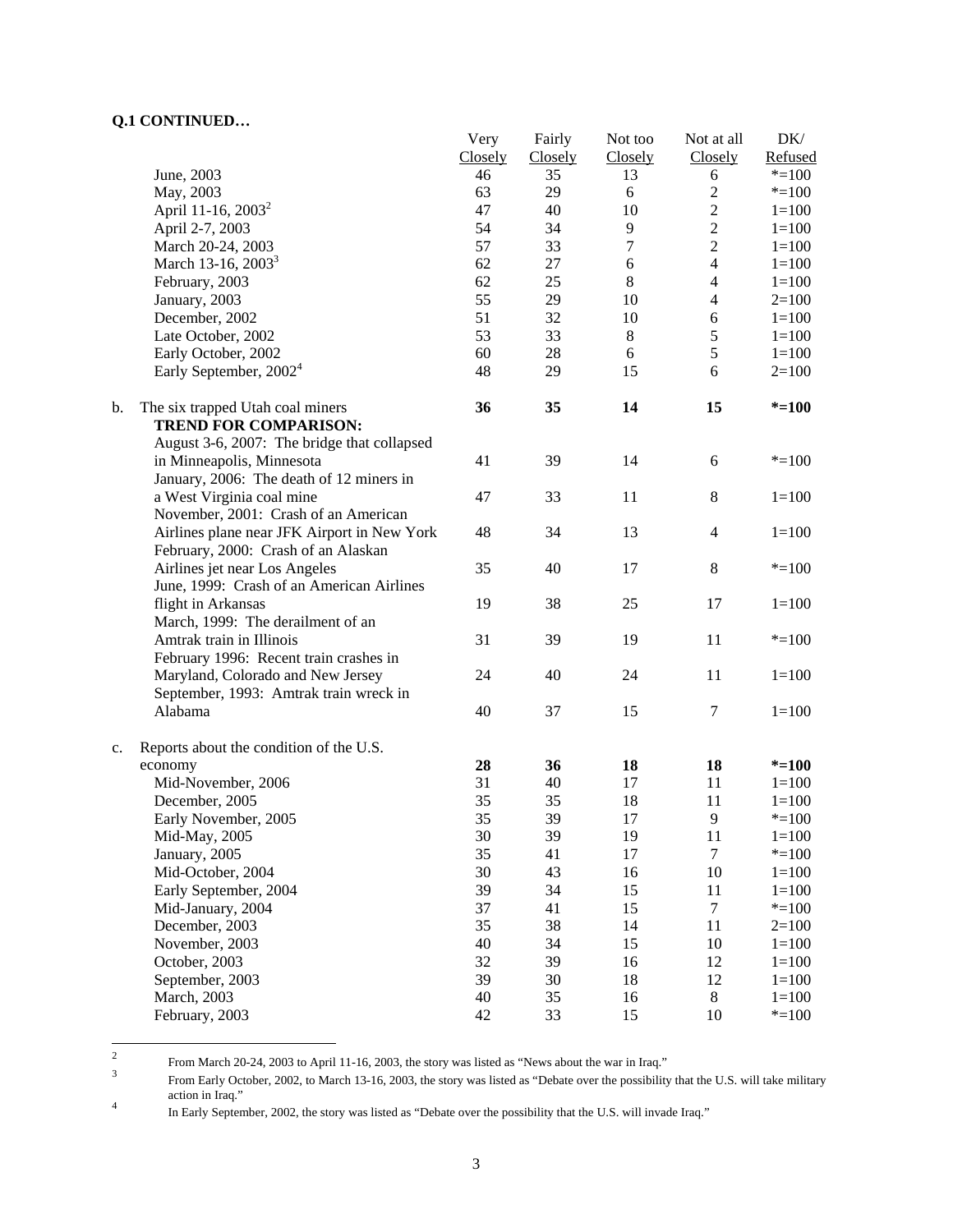**Q.1 CONTINUED…**

| | Very Closely | Fairly Closely | Not too Closely | Not at all Closely | DK/ Refused |
|---|---|---|---|---|---|
| June, 2003 | 46 | 35 | 13 | 6 | *=100 |
| May, 2003 | 63 | 29 | 6 | 2 | *=100 |
| April 11-16, 2003[2] | 47 | 40 | 10 | 2 | 1=100 |
| April 2-7, 2003 | 54 | 34 | 9 | 2 | 1=100 |
| March 20-24, 2003 | 57 | 33 | 7 | 2 | 1=100 |
| March 13-16, 2003[3] | 62 | 27 | 6 | 4 | 1=100 |
| February, 2003 | 62 | 25 | 8 | 4 | 1=100 |
| January, 2003 | 55 | 29 | 10 | 4 | 2=100 |
| December, 2002 | 51 | 32 | 10 | 6 | 1=100 |
| Late October, 2002 | 53 | 33 | 8 | 5 | 1=100 |
| Early October, 2002 | 60 | 28 | 6 | 5 | 1=100 |
| Early September, 2002[4] | 48 | 29 | 15 | 6 | 2=100 |
| b. The six trapped Utah coal miners | **36** | **35** | **14** | **15** | ***=100** |
| **TREND FOR COMPARISON:** | | | | | |
| August 3-6, 2007: The bridge that collapsed in Minneapolis, Minnesota | 41 | 39 | 14 | 6 | *=100 |
| January, 2006: The death of 12 miners in a West Virginia coal mine | 47 | 33 | 11 | 8 | 1=100 |
| November, 2001: Crash of an American Airlines plane near JFK Airport in New York | 48 | 34 | 13 | 4 | 1=100 |
| February, 2000: Crash of an Alaskan Airlines jet near Los Angeles | 35 | 40 | 17 | 8 | *=100 |
| June, 1999: Crash of an American Airlines flight in Arkansas | 19 | 38 | 25 | 17 | 1=100 |
| March, 1999: The derailment of an Amtrak train in Illinois | 31 | 39 | 19 | 11 | *=100 |
| February 1996: Recent train crashes in Maryland, Colorado and New Jersey | 24 | 40 | 24 | 11 | 1=100 |
| September, 1993: Amtrak train wreck in Alabama | 40 | 37 | 15 | 7 | 1=100 |
| c. Reports about the condition of the U.S. economy | **28** | **36** | **18** | **18** | ***=100** |
| Mid-November, 2006 | 31 | 40 | 17 | 11 | 1=100 |
| December, 2005 | 35 | 35 | 18 | 11 | 1=100 |
| Early November, 2005 | 35 | 39 | 17 | 9 | *=100 |
| Mid-May, 2005 | 30 | 39 | 19 | 11 | 1=100 |
| January, 2005 | 35 | 41 | 17 | 7 | *=100 |
| Mid-October, 2004 | 30 | 43 | 16 | 10 | 1=100 |
| Early September, 2004 | 39 | 34 | 15 | 11 | 1=100 |
| Mid-January, 2004 | 37 | 41 | 15 | 7 | *=100 |
| December, 2003 | 35 | 38 | 14 | 11 | 2=100 |
| November, 2003 | 40 | 34 | 15 | 10 | 1=100 |
| October, 2003 | 32 | 39 | 16 | 12 | 1=100 |
| September, 2003 | 39 | 30 | 18 | 12 | 1=100 |
| March, 2003 | 40 | 35 | 16 | 8 | 1=100 |
| February, 2003 | 42 | 33 | 15 | 10 | *=100 |

---

[2] From March 20-24, 2003 to April 11-16, 2003, the story was listed as "News about the war in Iraq."

[3] From Early October, 2002, to March 13-16, 2003, the story was listed as "Debate over the possibility that the U.S. will take military action in Iraq."

[4] In Early September, 2002, the story was listed as "Debate over the possibility that the U.S. will invade Iraq."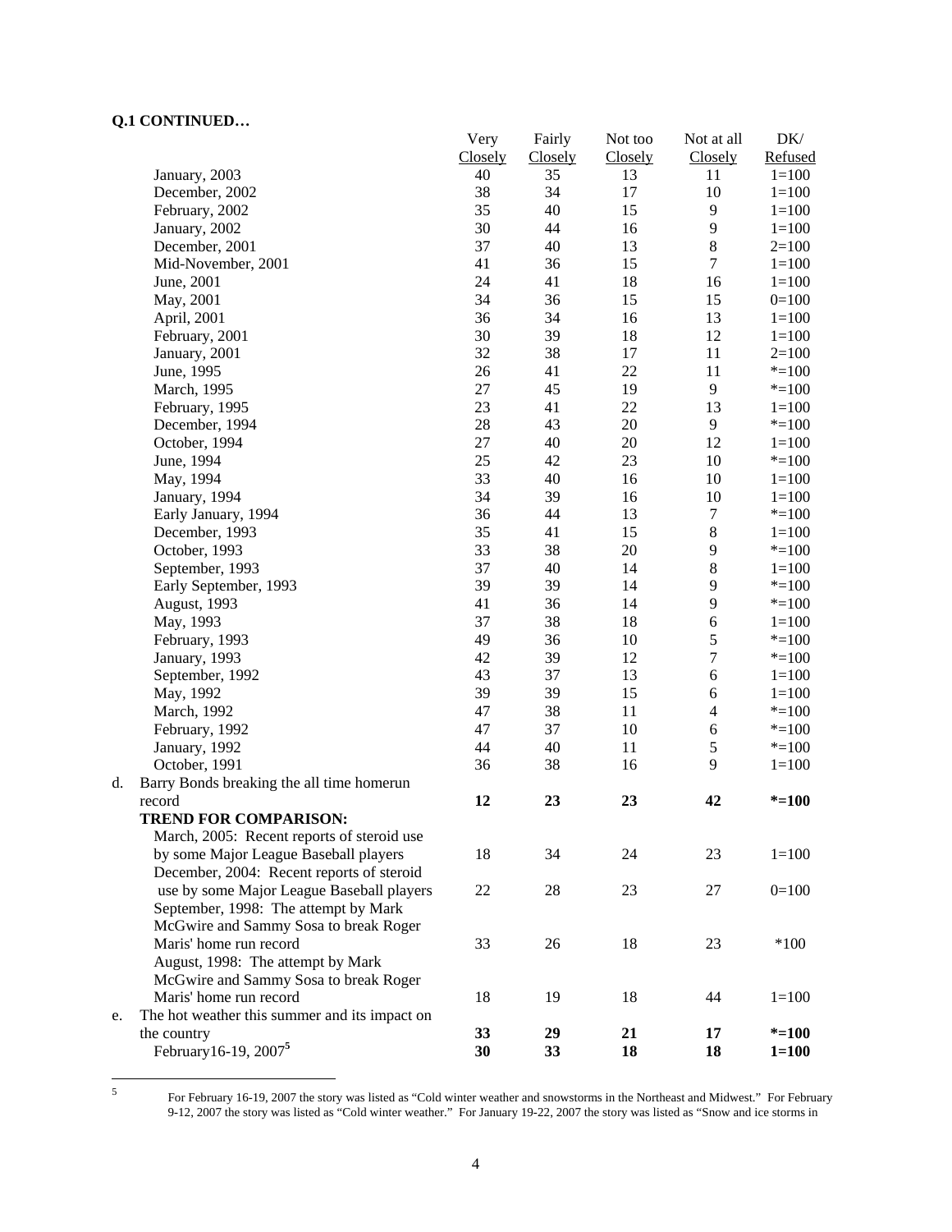**Q.1 CONTINUED…**

| | Very Closely | Fairly Closely | Not too Closely | Not at all Closely | DK/ Refused |
|---|---|---|---|---|---|
| January, 2003 | 40 | 35 | 13 | 11 | 1=100 |
| December, 2002 | 38 | 34 | 17 | 10 | 1=100 |
| February, 2002 | 35 | 40 | 15 | 9 | 1=100 |
| January, 2002 | 30 | 44 | 16 | 9 | 1=100 |
| December, 2001 | 37 | 40 | 13 | 8 | 2=100 |
| Mid-November, 2001 | 41 | 36 | 15 | 7 | 1=100 |
| June, 2001 | 24 | 41 | 18 | 16 | 1=100 |
| May, 2001 | 34 | 36 | 15 | 15 | 0=100 |
| April, 2001 | 36 | 34 | 16 | 13 | 1=100 |
| February, 2001 | 30 | 39 | 18 | 12 | 1=100 |
| January, 2001 | 32 | 38 | 17 | 11 | 2=100 |
| June, 1995 | 26 | 41 | 22 | 11 | *=100 |
| March, 1995 | 27 | 45 | 19 | 9 | *=100 |
| February, 1995 | 23 | 41 | 22 | 13 | 1=100 |
| December, 1994 | 28 | 43 | 20 | 9 | *=100 |
| October, 1994 | 27 | 40 | 20 | 12 | 1=100 |
| June, 1994 | 25 | 42 | 23 | 10 | *=100 |
| May, 1994 | 33 | 40 | 16 | 10 | 1=100 |
| January, 1994 | 34 | 39 | 16 | 10 | 1=100 |
| Early January, 1994 | 36 | 44 | 13 | 7 | *=100 |
| December, 1993 | 35 | 41 | 15 | 8 | 1=100 |
| October, 1993 | 33 | 38 | 20 | 9 | *=100 |
| September, 1993 | 37 | 40 | 14 | 8 | 1=100 |
| Early September, 1993 | 39 | 39 | 14 | 9 | *=100 |
| August, 1993 | 41 | 36 | 14 | 9 | *=100 |
| May, 1993 | 37 | 38 | 18 | 6 | 1=100 |
| February, 1993 | 49 | 36 | 10 | 5 | *=100 |
| January, 1993 | 42 | 39 | 12 | 7 | *=100 |
| September, 1992 | 43 | 37 | 13 | 6 | 1=100 |
| May, 1992 | 39 | 39 | 15 | 6 | 1=100 |
| March, 1992 | 47 | 38 | 11 | 4 | *=100 |
| February, 1992 | 47 | 37 | 10 | 6 | *=100 |
| January, 1992 | 44 | 40 | 11 | 5 | *=100 |
| October, 1991 | 36 | 38 | 16 | 9 | 1=100 |
| d. Barry Bonds breaking the all time homerun record | **12** | **23** | **23** | **42** | ***=100** |
| **TREND FOR COMPARISON:** | | | | | |
| March, 2005: Recent reports of steroid use by some Major League Baseball players | 18 | 34 | 24 | 23 | 1=100 |
| December, 2004: Recent reports of steroid use by some Major League Baseball players | 22 | 28 | 23 | 27 | 0=100 |
| September, 1998: The attempt by Mark McGwire and Sammy Sosa to break Roger Maris' home run record | 33 | 26 | 18 | 23 | *100 |
| August, 1998: The attempt by Mark McGwire and Sammy Sosa to break Roger Maris' home run record | 18 | 19 | 18 | 44 | 1=100 |
| e. The hot weather this summer and its impact on the country | **33** | **29** | **21** | **17** | ***=100** |
| **February16-19, 2007[5]** | **30** | **33** | **18** | **18** | **1=100** |

[5] For February 16-19, 2007 the story was listed as "Cold winter weather and snowstorms in the Northeast and Midwest." For February 9-12, 2007 the story was listed as "Cold winter weather." For January 19-22, 2007 the story was listed as "Snow and ice storms in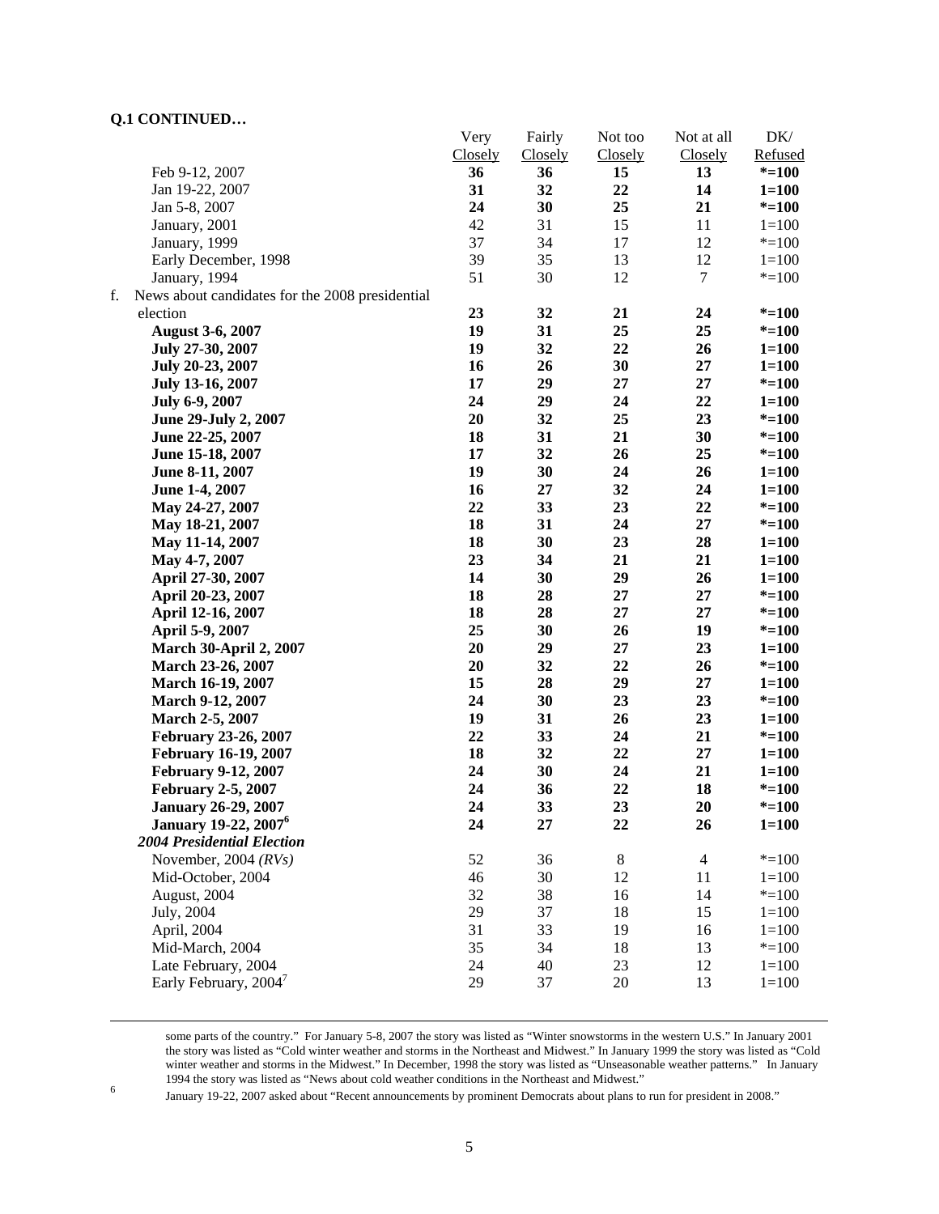**Q.1 CONTINUED…**

| | Very Closely | Fairly Closely | Not too Closely | Not at all Closely | DK/ Refused |
|---|---|---|---|---|---|
| Feb 9-12, 2007 | **36** | **36** | **15** | **13** | **\*=100** |
| Jan 19-22, 2007 | **31** | **32** | **22** | **14** | **1=100** |
| Jan 5-8, 2007 | **24** | **30** | **25** | **21** | **\*=100** |
| January, 2001 | 42 | 31 | 15 | 11 | 1=100 |
| January, 1999 | 37 | 34 | 17 | 12 | \*=100 |
| Early December, 1998 | 39 | 35 | 13 | 12 | 1=100 |
| January, 1994 | 51 | 30 | 12 | 7 | \*=100 |
| f. News about candidates for the 2008 presidential election | **23** | **32** | **21** | **24** | **\*=100** |
| **August 3-6, 2007** | **19** | **31** | **25** | **25** | **\*=100** |
| **July 27-30, 2007** | **19** | **32** | **22** | **26** | **1=100** |
| **July 20-23, 2007** | **16** | **26** | **30** | **27** | **1=100** |
| **July 13-16, 2007** | **17** | **29** | **27** | **27** | **\*=100** |
| **July 6-9, 2007** | **24** | **29** | **24** | **22** | **1=100** |
| **June 29-July 2, 2007** | **20** | **32** | **25** | **23** | **\*=100** |
| **June 22-25, 2007** | **18** | **31** | **21** | **30** | **\*=100** |
| **June 15-18, 2007** | **17** | **32** | **26** | **25** | **\*=100** |
| **June 8-11, 2007** | **19** | **30** | **24** | **26** | **1=100** |
| **June 1-4, 2007** | **16** | **27** | **32** | **24** | **1=100** |
| **May 24-27, 2007** | **22** | **33** | **23** | **22** | **\*=100** |
| **May 18-21, 2007** | **18** | **31** | **24** | **27** | **\*=100** |
| **May 11-14, 2007** | **18** | **30** | **23** | **28** | **1=100** |
| **May 4-7, 2007** | **23** | **34** | **21** | **21** | **1=100** |
| **April 27-30, 2007** | **14** | **30** | **29** | **26** | **1=100** |
| **April 20-23, 2007** | **18** | **28** | **27** | **27** | **\*=100** |
| **April 12-16, 2007** | **18** | **28** | **27** | **27** | **\*=100** |
| **April 5-9, 2007** | **25** | **30** | **26** | **19** | **\*=100** |
| **March 30-April 2, 2007** | **20** | **29** | **27** | **23** | **1=100** |
| **March 23-26, 2007** | **20** | **32** | **22** | **26** | **\*=100** |
| **March 16-19, 2007** | **15** | **28** | **29** | **27** | **1=100** |
| **March 9-12, 2007** | **24** | **30** | **23** | **23** | **\*=100** |
| **March 2-5, 2007** | **19** | **31** | **26** | **23** | **1=100** |
| **February 23-26, 2007** | **22** | **33** | **24** | **21** | **\*=100** |
| **February 16-19, 2007** | **18** | **32** | **22** | **27** | **1=100** |
| **February 9-12, 2007** | **24** | **30** | **24** | **21** | **1=100** |
| **February 2-5, 2007** | **24** | **36** | **22** | **18** | **\*=100** |
| **January 26-29, 2007** | **24** | **33** | **23** | **20** | **\*=100** |
| **January 19-22, 2007**[6] | **24** | **27** | **22** | **26** | **1=100** |
| ***2004 Presidential Election*** | | | | | |
| November, 2004 *(RVs)* | 52 | 36 | 8 | 4 | \*=100 |
| Mid-October, 2004 | 46 | 30 | 12 | 11 | 1=100 |
| August, 2004 | 32 | 38 | 16 | 14 | \*=100 |
| July, 2004 | 29 | 37 | 18 | 15 | 1=100 |
| April, 2004 | 31 | 33 | 19 | 16 | 1=100 |
| Mid-March, 2004 | 35 | 34 | 18 | 13 | \*=100 |
| Late February, 2004 | 24 | 40 | 23 | 12 | 1=100 |
| Early February, 2004[7] | 29 | 37 | 20 | 13 | 1=100 |

---

some parts of the country." For January 5-8, 2007 the story was listed as "Winter snowstorms in the western U.S." In January 2001 the story was listed as "Cold winter weather and storms in the Northeast and Midwest." In January 1999 the story was listed as "Cold winter weather and storms in the Midwest." In December, 1998 the story was listed as "Unseasonable weather patterns." In January 1994 the story was listed as "News about cold weather conditions in the Northeast and Midwest."

[6] January 19-22, 2007 asked about "Recent announcements by prominent Democrats about plans to run for president in 2008."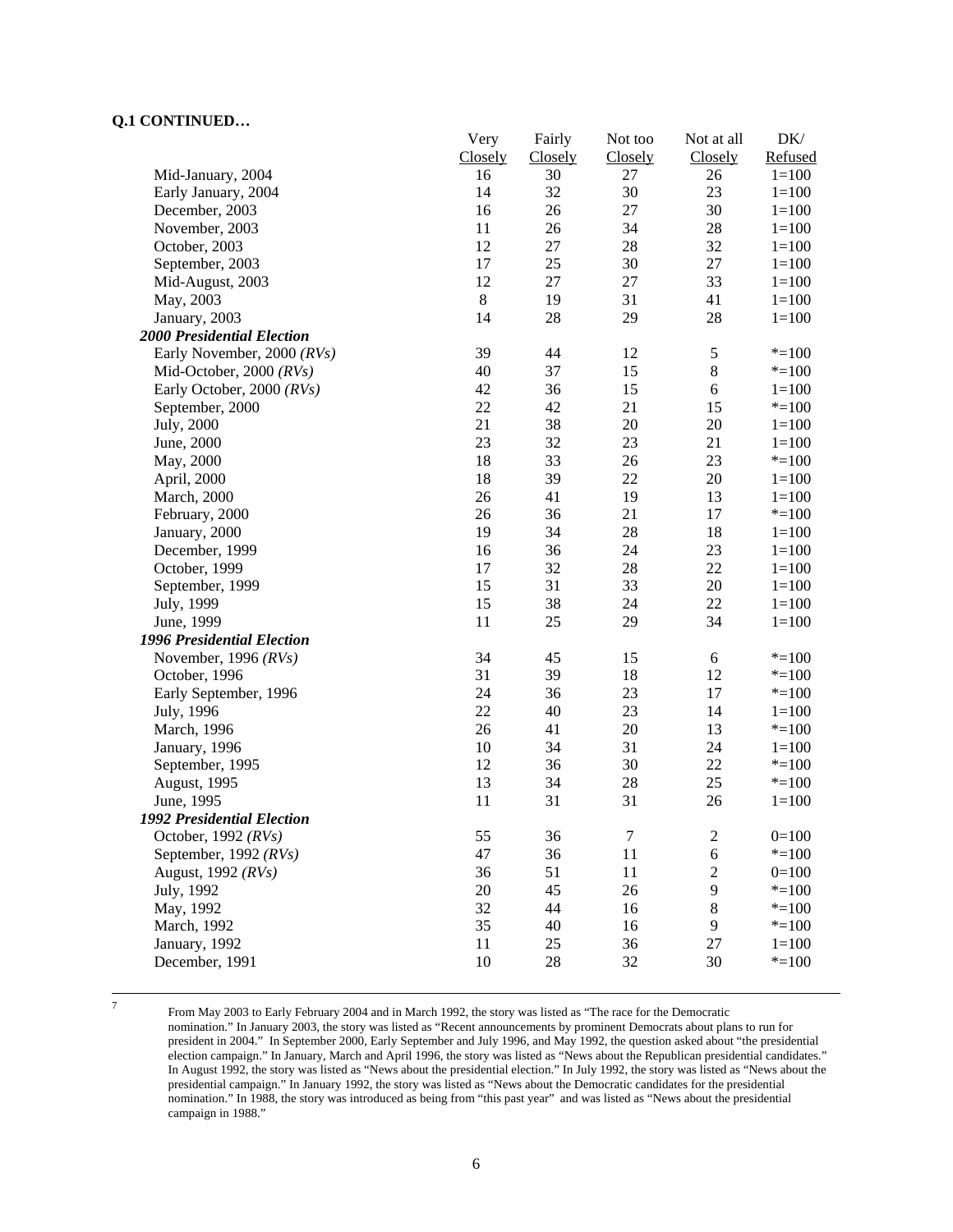**Q.1 CONTINUED…**

| | Very Closely | Fairly Closely | Not too Closely | Not at all Closely | DK/ Refused |
|---|---|---|---|---|---|
| Mid-January, 2004 | 16 | 30 | 27 | 26 | 1=100 |
| Early January, 2004 | 14 | 32 | 30 | 23 | 1=100 |
| December, 2003 | 16 | 26 | 27 | 30 | 1=100 |
| November, 2003 | 11 | 26 | 34 | 28 | 1=100 |
| October, 2003 | 12 | 27 | 28 | 32 | 1=100 |
| September, 2003 | 17 | 25 | 30 | 27 | 1=100 |
| Mid-August, 2003 | 12 | 27 | 27 | 33 | 1=100 |
| May, 2003 | 8 | 19 | 31 | 41 | 1=100 |
| January, 2003 | 14 | 28 | 29 | 28 | 1=100 |
| ***2000 Presidential Election*** | | | | | |
| Early November, 2000 *(RVs)* | 39 | 44 | 12 | 5 | *=100 |
| Mid-October, 2000 *(RVs)* | 40 | 37 | 15 | 8 | *=100 |
| Early October, 2000 *(RVs)* | 42 | 36 | 15 | 6 | 1=100 |
| September, 2000 | 22 | 42 | 21 | 15 | *=100 |
| July, 2000 | 21 | 38 | 20 | 20 | 1=100 |
| June, 2000 | 23 | 32 | 23 | 21 | 1=100 |
| May, 2000 | 18 | 33 | 26 | 23 | *=100 |
| April, 2000 | 18 | 39 | 22 | 20 | 1=100 |
| March, 2000 | 26 | 41 | 19 | 13 | 1=100 |
| February, 2000 | 26 | 36 | 21 | 17 | *=100 |
| January, 2000 | 19 | 34 | 28 | 18 | 1=100 |
| December, 1999 | 16 | 36 | 24 | 23 | 1=100 |
| October, 1999 | 17 | 32 | 28 | 22 | 1=100 |
| September, 1999 | 15 | 31 | 33 | 20 | 1=100 |
| July, 1999 | 15 | 38 | 24 | 22 | 1=100 |
| June, 1999 | 11 | 25 | 29 | 34 | 1=100 |
| ***1996 Presidential Election*** | | | | | |
| November, 1996 *(RVs)* | 34 | 45 | 15 | 6 | *=100 |
| October, 1996 | 31 | 39 | 18 | 12 | *=100 |
| Early September, 1996 | 24 | 36 | 23 | 17 | *=100 |
| July, 1996 | 22 | 40 | 23 | 14 | 1=100 |
| March, 1996 | 26 | 41 | 20 | 13 | *=100 |
| January, 1996 | 10 | 34 | 31 | 24 | 1=100 |
| September, 1995 | 12 | 36 | 30 | 22 | *=100 |
| August, 1995 | 13 | 34 | 28 | 25 | *=100 |
| June, 1995 | 11 | 31 | 31 | 26 | 1=100 |
| ***1992 Presidential Election*** | | | | | |
| October, 1992 *(RVs)* | 55 | 36 | 7 | 2 | 0=100 |
| September, 1992 *(RVs)* | 47 | 36 | 11 | 6 | *=100 |
| August, 1992 *(RVs)* | 36 | 51 | 11 | 2 | 0=100 |
| July, 1992 | 20 | 45 | 26 | 9 | *=100 |
| May, 1992 | 32 | 44 | 16 | 8 | *=100 |
| March, 1992 | 35 | 40 | 16 | 9 | *=100 |
| January, 1992 | 11 | 25 | 36 | 27 | 1=100 |
| December, 1991 | 10 | 28 | 32 | 30 | *=100 |

---

7 From May 2003 to Early February 2004 and in March 1992, the story was listed as "The race for the Democratic nomination." In January 2003, the story was listed as "Recent announcements by prominent Democrats about plans to run for president in 2004." In September 2000, Early September and July 1996, and May 1992, the question asked about "the presidential election campaign." In January, March and April 1996, the story was listed as "News about the Republican presidential candidates." In August 1992, the story was listed as "News about the presidential election." In July 1992, the story was listed as "News about the presidential campaign." In January 1992, the story was listed as "News about the Democratic candidates for the presidential nomination." In 1988, the story was introduced as being from "this past year" and was listed as "News about the presidential campaign in 1988."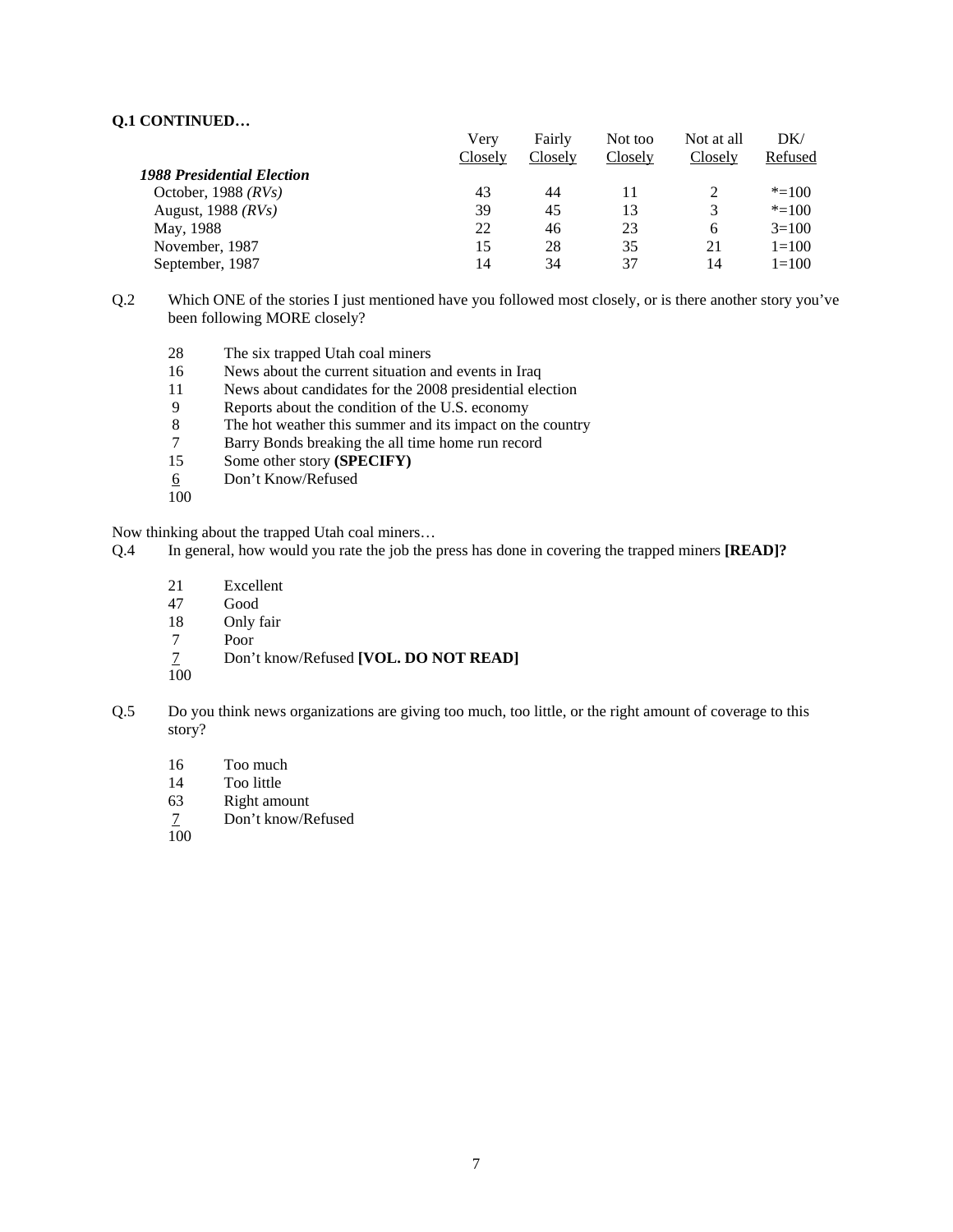**Q.1 CONTINUED…**

| | Very Closely | Fairly Closely | Not too Closely | Not at all Closely | DK/ Refused |
|---|---|---|---|---|---|
| ***1988 Presidential Election*** | | | | | |
| October, 1988 *(RVs)* | 43 | 44 | 11 | 2 | *=100 |
| August, 1988 *(RVs)* | 39 | 45 | 13 | 3 | *=100 |
| May, 1988 | 22 | 46 | 23 | 6 | 3=100 |
| November, 1987 | 15 | 28 | 35 | 21 | 1=100 |
| September, 1987 | 14 | 34 | 37 | 14 | 1=100 |

Q.2 Which ONE of the stories I just mentioned have you followed most closely, or is there another story you've been following MORE closely?

28 The six trapped Utah coal miners
16 News about the current situation and events in Iraq
11 News about candidates for the 2008 presidential election
9 Reports about the condition of the U.S. economy
8 The hot weather this summer and its impact on the country
7 Barry Bonds breaking the all time home run record
15 Some other story **(SPECIFY)**
6 Don't Know/Refused
100

Now thinking about the trapped Utah coal miners…

Q.4 In general, how would you rate the job the press has done in covering the trapped miners **[READ]?**

21 Excellent
47 Good
18 Only fair
7 Poor
7 Don't know/Refused **[VOL. DO NOT READ]**
100

Q.5 Do you think news organizations are giving too much, too little, or the right amount of coverage to this story?

16 Too much
14 Too little
63 Right amount
7 Don't know/Refused
100